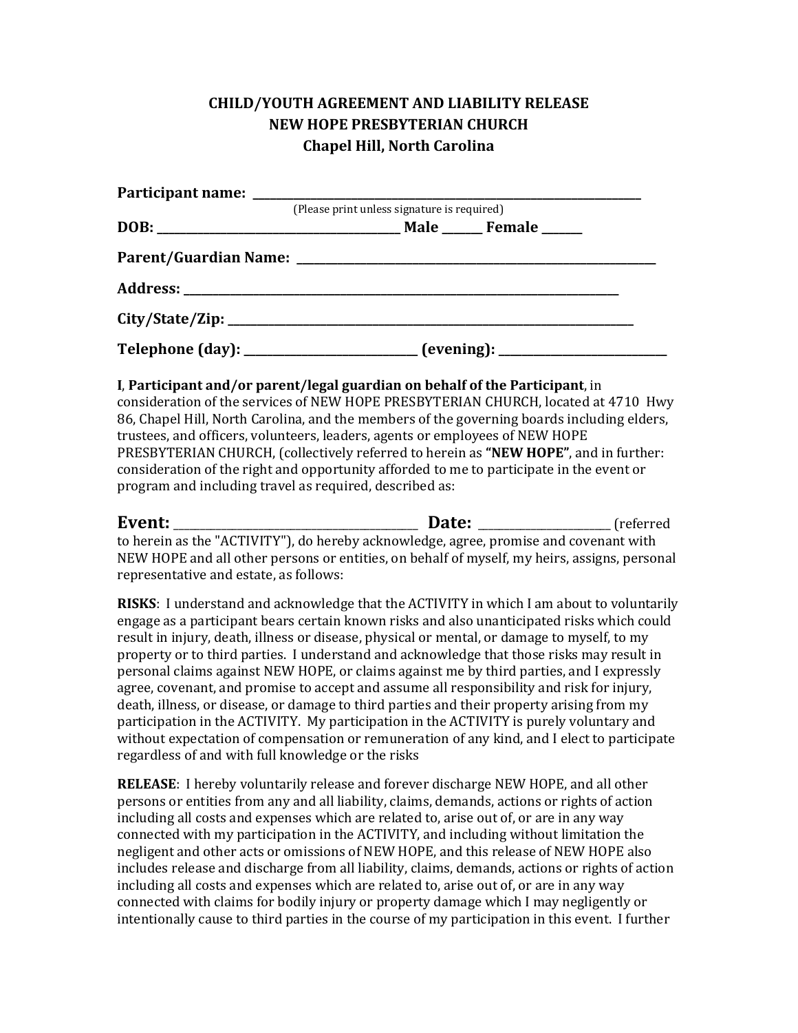# CHILD/YOUTH AGREEMENT AND LIABILITY RELEASE
## NEW HOPE PRESBYTERIAN CHURCH
### Chapel Hill, North Carolina

**Participant name:** ______________________________________________________________________
(Please print unless signature is required)

**DOB:** ________________________________________ **Male** _______ **Female** _______

**Parent/Guardian Name:** ______________________________________________________________

**Address:** ____________________________________________________________________________

**City/State/Zip:** ______________________________________________________________________

**Telephone (day):** ______________________________ **(evening):** ______________________________

**I**, **Participant and/or parent/legal guardian on behalf of the Participant**, in consideration of the services of NEW HOPE PRESBYTERIAN CHURCH, located at 4710 Hwy 86, Chapel Hill, North Carolina, and the members of the governing boards including elders, trustees, and officers, volunteers, leaders, agents or employees of NEW HOPE PRESBYTERIAN CHURCH, (collectively referred to herein as **"NEW HOPE"**, and in further: consideration of the right and opportunity afforded to me to participate in the event or program and including travel as required, described as:

**Event:** ____________________________________________ **Date:** ________________________ (referred to herein as the "ACTIVITY"), do hereby acknowledge, agree, promise and covenant with NEW HOPE and all other persons or entities, on behalf of myself, my heirs, assigns, personal representative and estate, as follows:

**RISKS**: I understand and acknowledge that the ACTIVITY in which I am about to voluntarily engage as a participant bears certain known risks and also unanticipated risks which could result in injury, death, illness or disease, physical or mental, or damage to myself, to my property or to third parties. I understand and acknowledge that those risks may result in personal claims against NEW HOPE, or claims against me by third parties, and I expressly agree, covenant, and promise to accept and assume all responsibility and risk for injury, death, illness, or disease, or damage to third parties and their property arising from my participation in the ACTIVITY. My participation in the ACTIVITY is purely voluntary and without expectation of compensation or remuneration of any kind, and I elect to participate regardless of and with full knowledge or the risks

**RELEASE**: I hereby voluntarily release and forever discharge NEW HOPE, and all other persons or entities from any and all liability, claims, demands, actions or rights of action including all costs and expenses which are related to, arise out of, or are in any way connected with my participation in the ACTIVITY, and including without limitation the negligent and other acts or omissions of NEW HOPE, and this release of NEW HOPE also includes release and discharge from all liability, claims, demands, actions or rights of action including all costs and expenses which are related to, arise out of, or are in any way connected with claims for bodily injury or property damage which I may negligently or intentionally cause to third parties in the course of my participation in this event. I further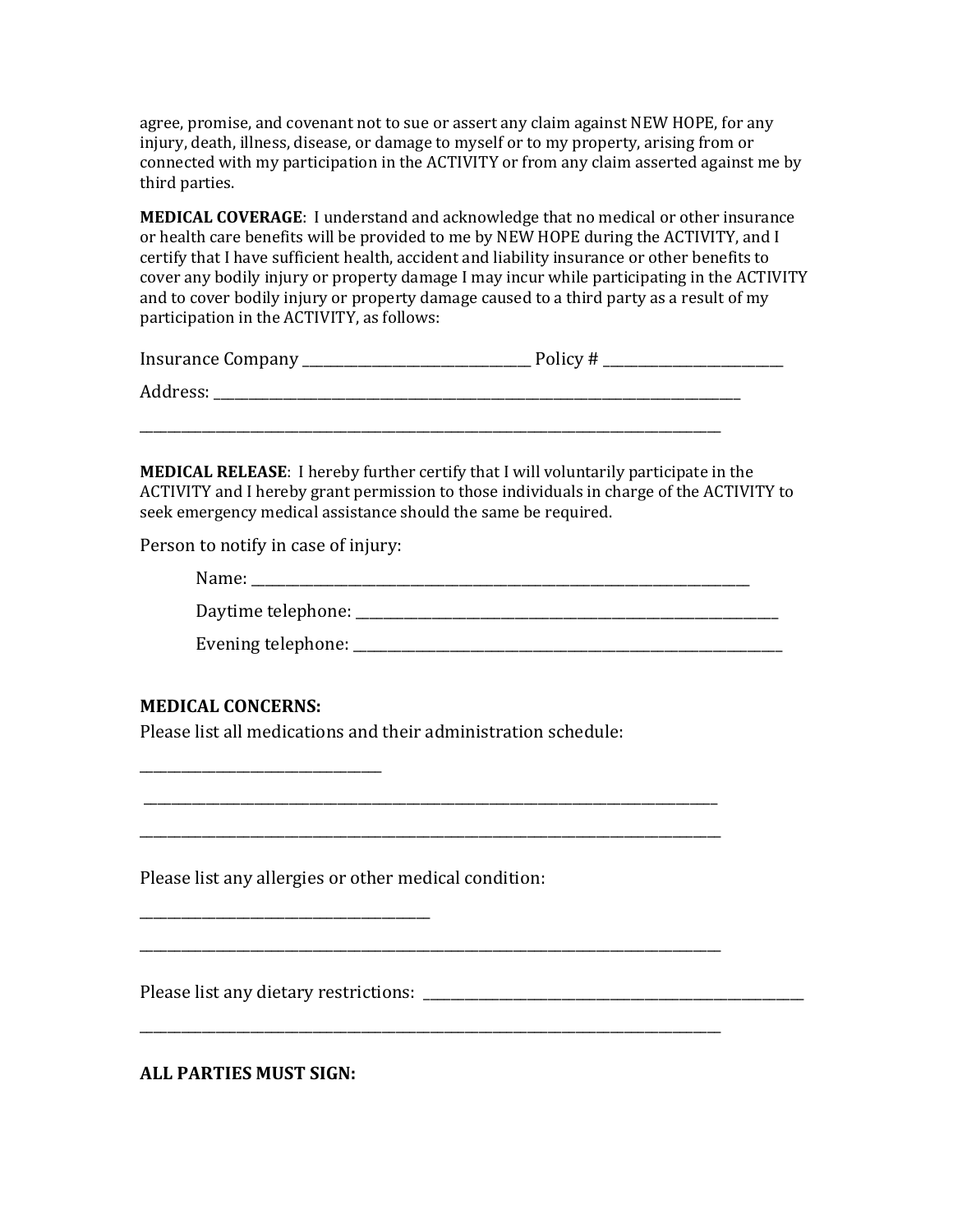agree, promise, and covenant not to sue or assert any claim against NEW HOPE, for any injury, death, illness, disease, or damage to myself or to my property, arising from or connected with my participation in the ACTIVITY or from any claim asserted against me by third parties.

**MEDICAL COVERAGE**: I understand and acknowledge that no medical or other insurance or health care benefits will be provided to me by NEW HOPE during the ACTIVITY, and I certify that I have sufficient health, accident and liability insurance or other benefits to cover any bodily injury or property damage I may incur while participating in the ACTIVITY and to cover bodily injury or property damage caused to a third party as a result of my participation in the ACTIVITY, as follows:

Insurance Company ________________________________ Policy # _________________________

Address: _____________________________________________________________________________

_____________________________________________________________________________________

**MEDICAL RELEASE**: I hereby further certify that I will voluntarily participate in the ACTIVITY and I hereby grant permission to those individuals in charge of the ACTIVITY to seek emergency medical assistance should the same be required.

Person to notify in case of injury:

Name: _____________________________________________________________________

Daytime telephone: ___________________________________________________________

Evening telephone: ___________________________________________________________

**MEDICAL CONCERNS:**

Please list all medications and their administration schedule:

________________________________

_____________________________________________________________________________________

_____________________________________________________________________________________

Please list any allergies or other medical condition:

______________________________________

_____________________________________________________________________________________

Please list any dietary restrictions: ____________________________________________________

_____________________________________________________________________________________

**ALL PARTIES MUST SIGN:**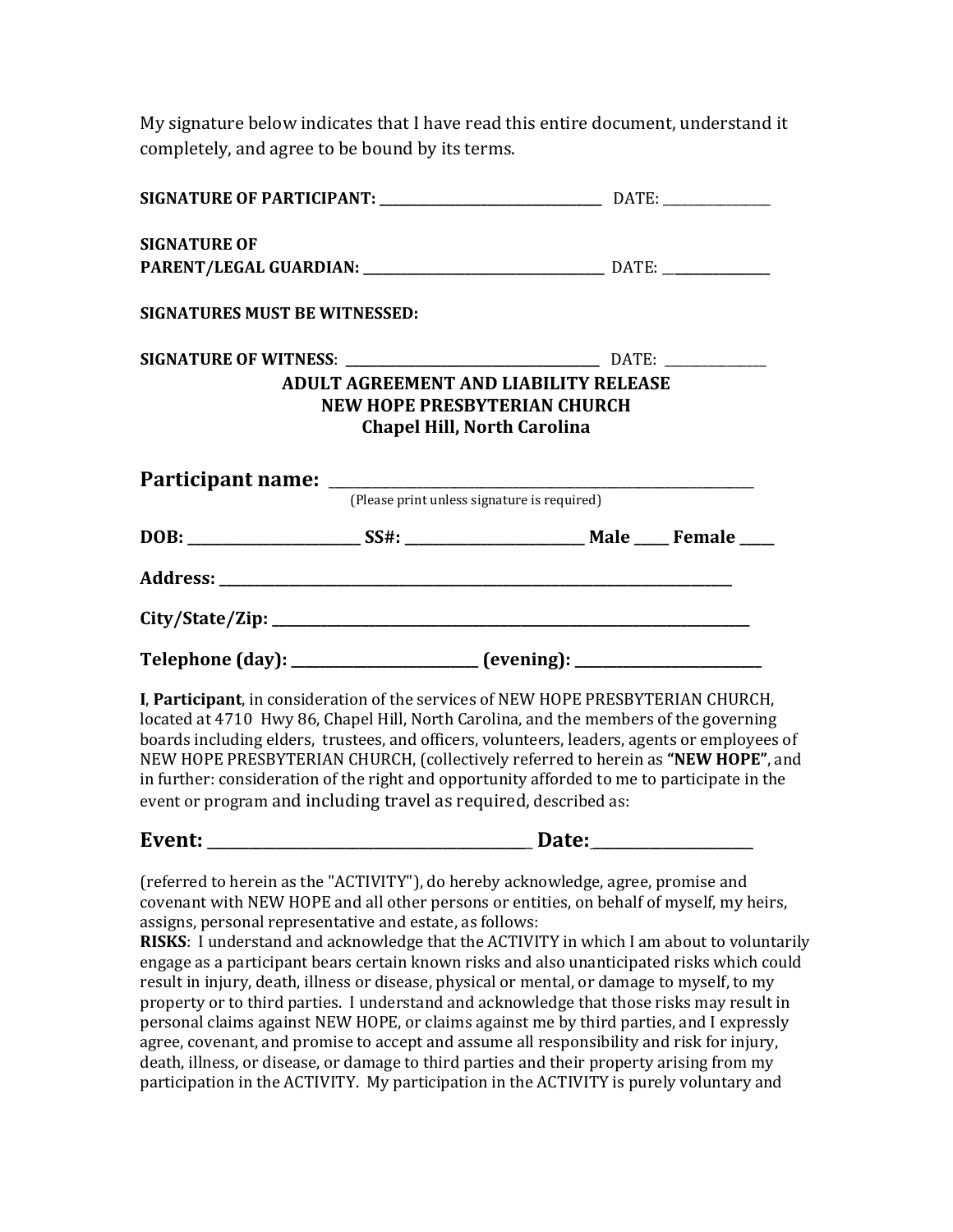My signature below indicates that I have read this entire document, understand it completely, and agree to be bound by its terms.

**SIGNATURE OF PARTICIPANT: ___________________________** DATE: _____________

**SIGNATURE OF PARENT/LEGAL GUARDIAN: ___________________________** DATE: _____________

**SIGNATURES MUST BE WITNESSED:**

**SIGNATURE OF WITNESS**: ___________________________ DATE: _____________

**ADULT AGREEMENT AND LIABILITY RELEASE**
**NEW HOPE PRESBYTERIAN CHURCH**
**Chapel Hill, North Carolina**

**Participant name:** ___________________________________________
(Please print unless signature is required)

**DOB: _________________ SS#: _________________ Male ____ Female ____**

**Address: ___________________________________________**

**City/State/Zip: ___________________________________________**

**Telephone (day): _________________ (evening): _________________**

**I**, **Participant**, in consideration of the services of NEW HOPE PRESBYTERIAN CHURCH, located at 4710 Hwy 86, Chapel Hill, North Carolina, and the members of the governing boards including elders, trustees, and officers, volunteers, leaders, agents or employees of NEW HOPE PRESBYTERIAN CHURCH, (collectively referred to herein as **"NEW HOPE"**, and in further: consideration of the right and opportunity afforded to me to participate in the event or program and including travel as required, described as:

**Event: ______________________________ Date: ______________**

(referred to herein as the "ACTIVITY"), do hereby acknowledge, agree, promise and covenant with NEW HOPE and all other persons or entities, on behalf of myself, my heirs, assigns, personal representative and estate, as follows:

**RISKS**: I understand and acknowledge that the ACTIVITY in which I am about to voluntarily engage as a participant bears certain known risks and also unanticipated risks which could result in injury, death, illness or disease, physical or mental, or damage to myself, to my property or to third parties. I understand and acknowledge that those risks may result in personal claims against NEW HOPE, or claims against me by third parties, and I expressly agree, covenant, and promise to accept and assume all responsibility and risk for injury, death, illness, or disease, or damage to third parties and their property arising from my participation in the ACTIVITY. My participation in the ACTIVITY is purely voluntary and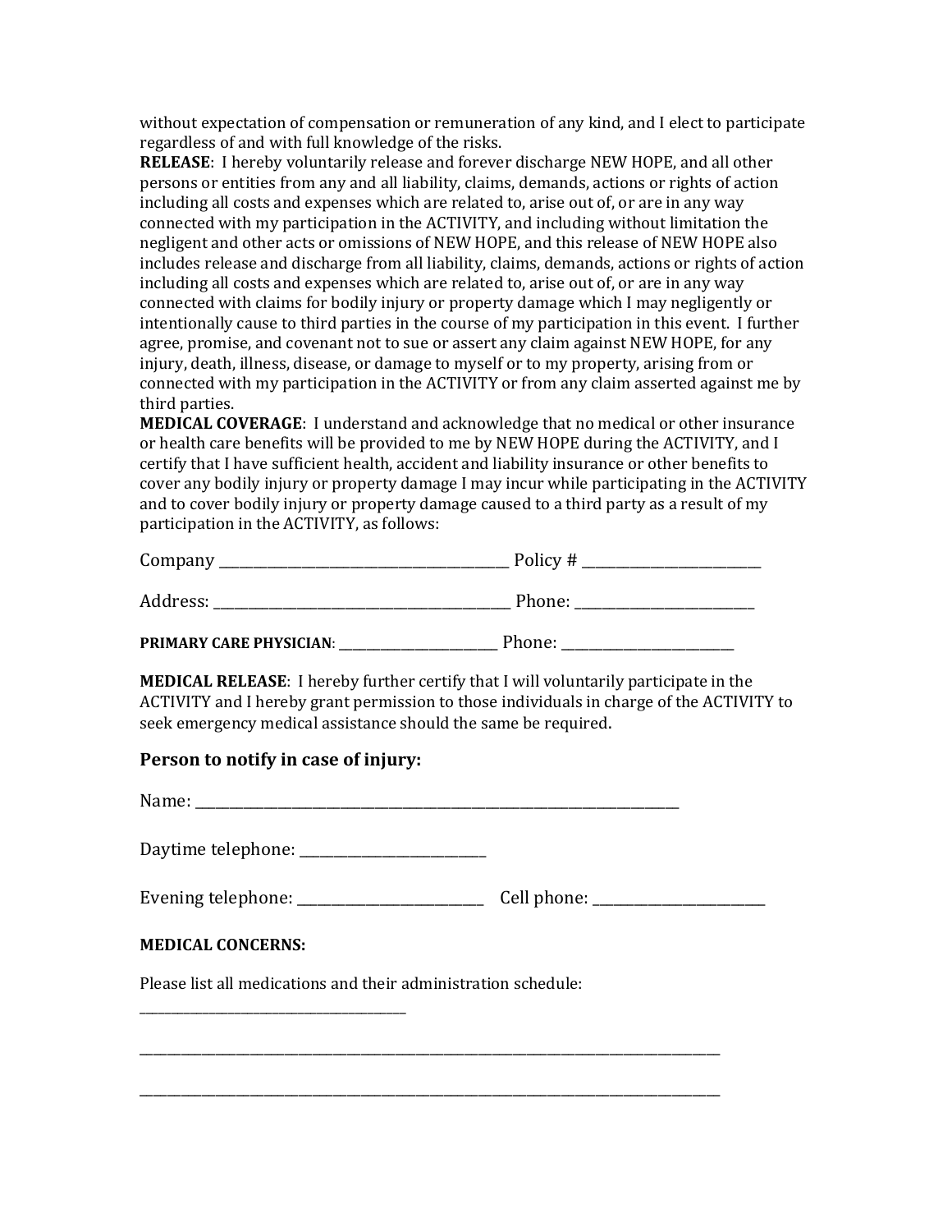without expectation of compensation or remuneration of any kind, and I elect to participate regardless of and with full knowledge of the risks.

**RELEASE**: I hereby voluntarily release and forever discharge NEW HOPE, and all other persons or entities from any and all liability, claims, demands, actions or rights of action including all costs and expenses which are related to, arise out of, or are in any way connected with my participation in the ACTIVITY, and including without limitation the negligent and other acts or omissions of NEW HOPE, and this release of NEW HOPE also includes release and discharge from all liability, claims, demands, actions or rights of action including all costs and expenses which are related to, arise out of, or are in any way connected with claims for bodily injury or property damage which I may negligently or intentionally cause to third parties in the course of my participation in this event. I further agree, promise, and covenant not to sue or assert any claim against NEW HOPE, for any injury, death, illness, disease, or damage to myself or to my property, arising from or connected with my participation in the ACTIVITY or from any claim asserted against me by third parties.

**MEDICAL COVERAGE**: I understand and acknowledge that no medical or other insurance or health care benefits will be provided to me by NEW HOPE during the ACTIVITY, and I certify that I have sufficient health, accident and liability insurance or other benefits to cover any bodily injury or property damage I may incur while participating in the ACTIVITY and to cover bodily injury or property damage caused to a third party as a result of my participation in the ACTIVITY, as follows:

Company ___________________________________ Policy # ____________________

Address: ___________________________________ Phone: ____________________

**PRIMARY CARE PHYSICIAN**: ____________________ Phone: ____________________

**MEDICAL RELEASE**: I hereby further certify that I will voluntarily participate in the ACTIVITY and I hereby grant permission to those individuals in charge of the ACTIVITY to seek emergency medical assistance should the same be required.

## Person to notify in case of injury:

Name: ___________________________________________________________

Daytime telephone: ____________________

Evening telephone: ____________________ Cell phone: ____________________

**MEDICAL CONCERNS:**

Please list all medications and their administration schedule:

______________________________

___________________________________________________________________

___________________________________________________________________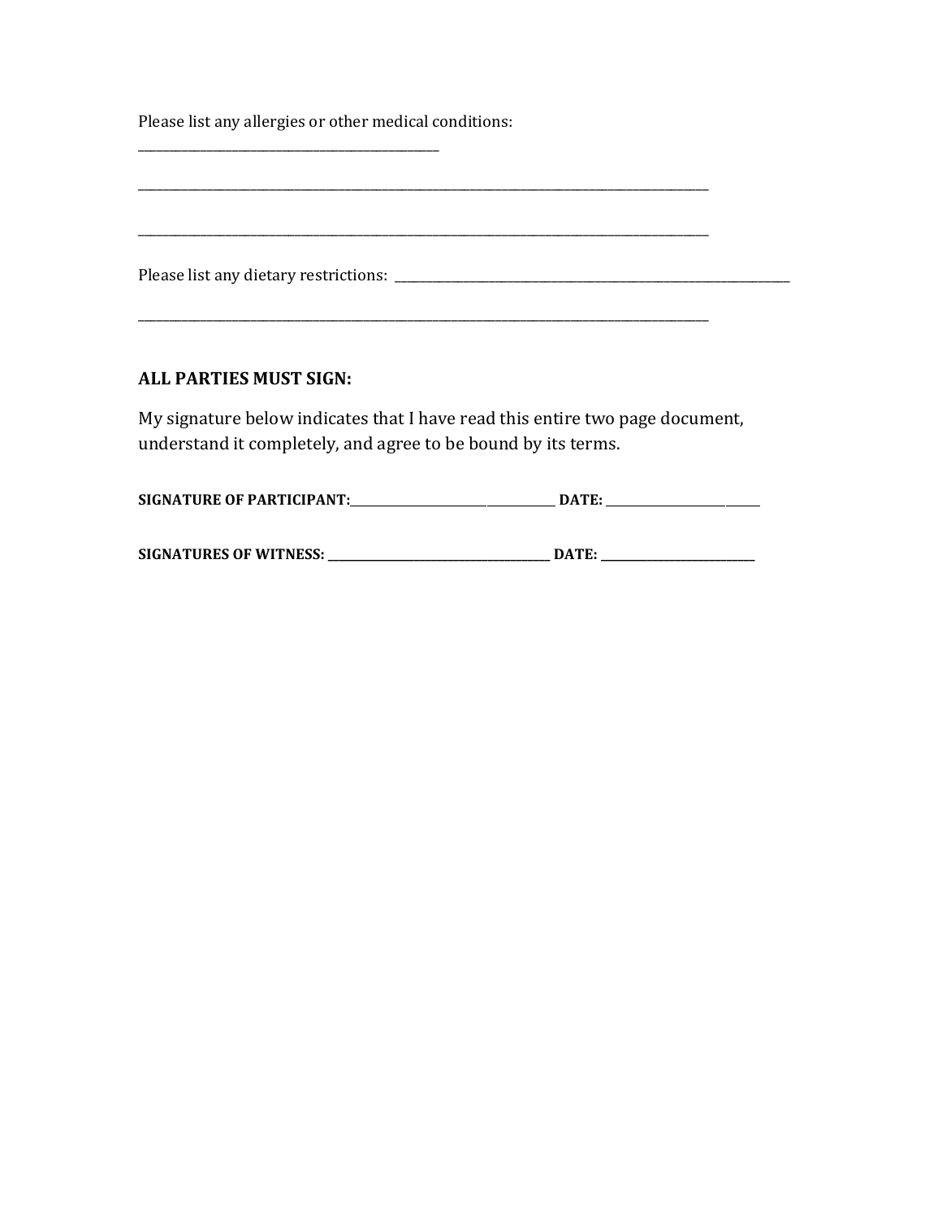Please list any allergies or other medical conditions: _______________________________________________

_________________________________________________________________________________________

_________________________________________________________________________________________

Please list any dietary restrictions: _______________________________________________

_________________________________________________________________________________________

### ALL PARTIES MUST SIGN:

My signature below indicates that I have read this entire two page document, understand it completely, and agree to be bound by its terms.

**SIGNATURE OF PARTICIPANT:**_______________________________ **DATE:** ________________________

**SIGNATURES OF WITNESS:** _______________________________ **DATE:** ________________________